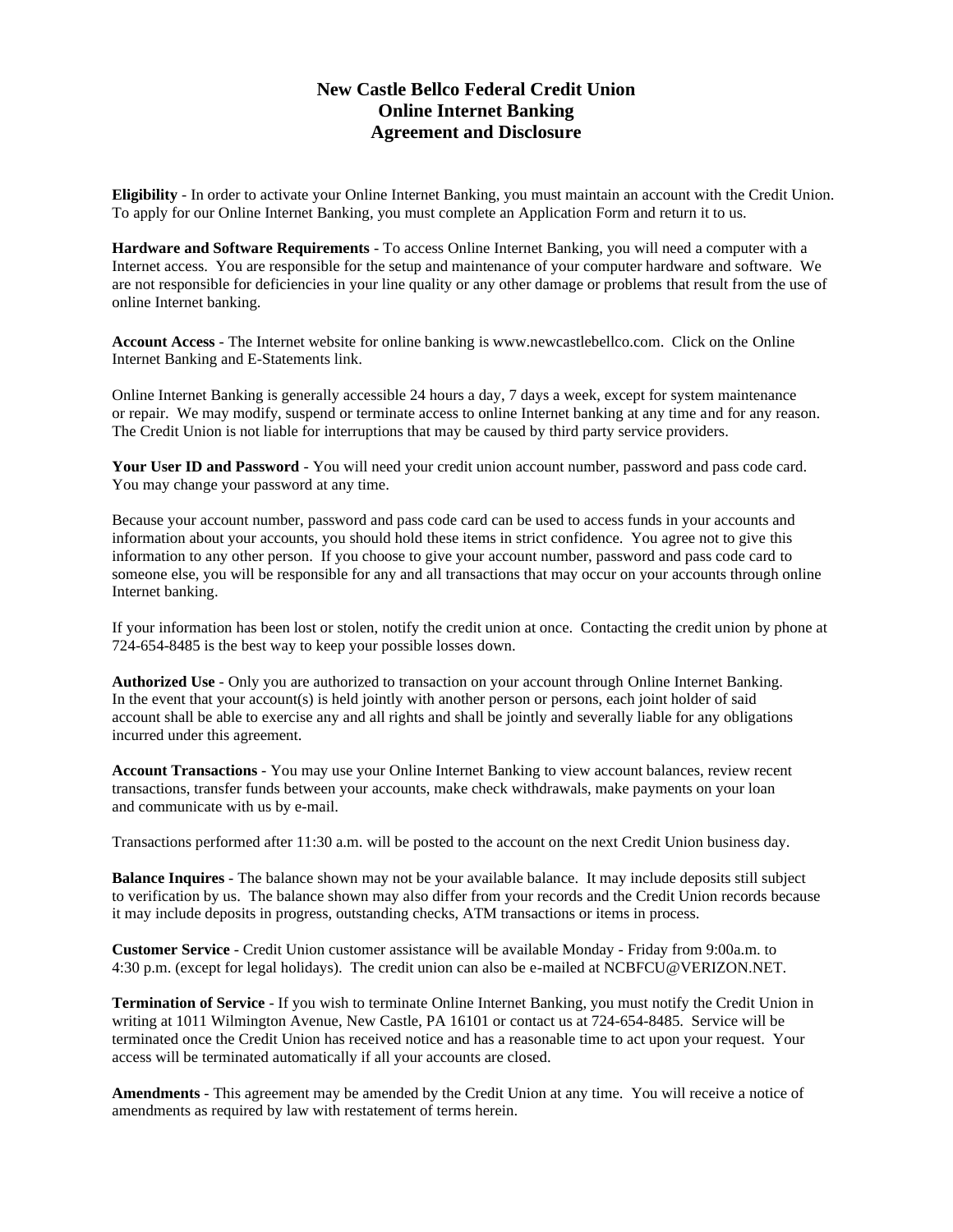# New Castle Bellco Federal Credit Union
# Online Internet Banking
# Agreement and Disclosure

**Eligibility** - In order to activate your Online Internet Banking, you must maintain an account with the Credit Union. To apply for our Online Internet Banking, you must complete an Application Form and return it to us.

**Hardware and Software Requirements** - To access Online Internet Banking, you will need a computer with a Internet access. You are responsible for the setup and maintenance of your computer hardware and software. We are not responsible for deficiencies in your line quality or any other damage or problems that result from the use of online Internet banking.

**Account Access** - The Internet website for online banking is www.newcastlebellco.com. Click on the Online Internet Banking and E-Statements link.

Online Internet Banking is generally accessible 24 hours a day, 7 days a week, except for system maintenance or repair. We may modify, suspend or terminate access to online Internet banking at any time and for any reason. The Credit Union is not liable for interruptions that may be caused by third party service providers.

**Your User ID and Password** - You will need your credit union account number, password and pass code card. You may change your password at any time.

Because your account number, password and pass code card can be used to access funds in your accounts and information about your accounts, you should hold these items in strict confidence. You agree not to give this information to any other person. If you choose to give your account number, password and pass code card to someone else, you will be responsible for any and all transactions that may occur on your accounts through online Internet banking.

If your information has been lost or stolen, notify the credit union at once. Contacting the credit union by phone at 724-654-8485 is the best way to keep your possible losses down.

**Authorized Use** - Only you are authorized to transaction on your account through Online Internet Banking. In the event that your account(s) is held jointly with another person or persons, each joint holder of said account shall be able to exercise any and all rights and shall be jointly and severally liable for any obligations incurred under this agreement.

**Account Transactions** - You may use your Online Internet Banking to view account balances, review recent transactions, transfer funds between your accounts, make check withdrawals, make payments on your loan and communicate with us by e-mail.

Transactions performed after 11:30 a.m. will be posted to the account on the next Credit Union business day.

**Balance Inquires** - The balance shown may not be your available balance. It may include deposits still subject to verification by us. The balance shown may also differ from your records and the Credit Union records because it may include deposits in progress, outstanding checks, ATM transactions or items in process.

**Customer Service** - Credit Union customer assistance will be available Monday - Friday from 9:00a.m. to 4:30 p.m. (except for legal holidays). The credit union can also be e-mailed at NCBFCU@VERIZON.NET.

**Termination of Service** - If you wish to terminate Online Internet Banking, you must notify the Credit Union in writing at 1011 Wilmington Avenue, New Castle, PA 16101 or contact us at 724-654-8485. Service will be terminated once the Credit Union has received notice and has a reasonable time to act upon your request. Your access will be terminated automatically if all your accounts are closed.

**Amendments** - This agreement may be amended by the Credit Union at any time. You will receive a notice of amendments as required by law with restatement of terms herein.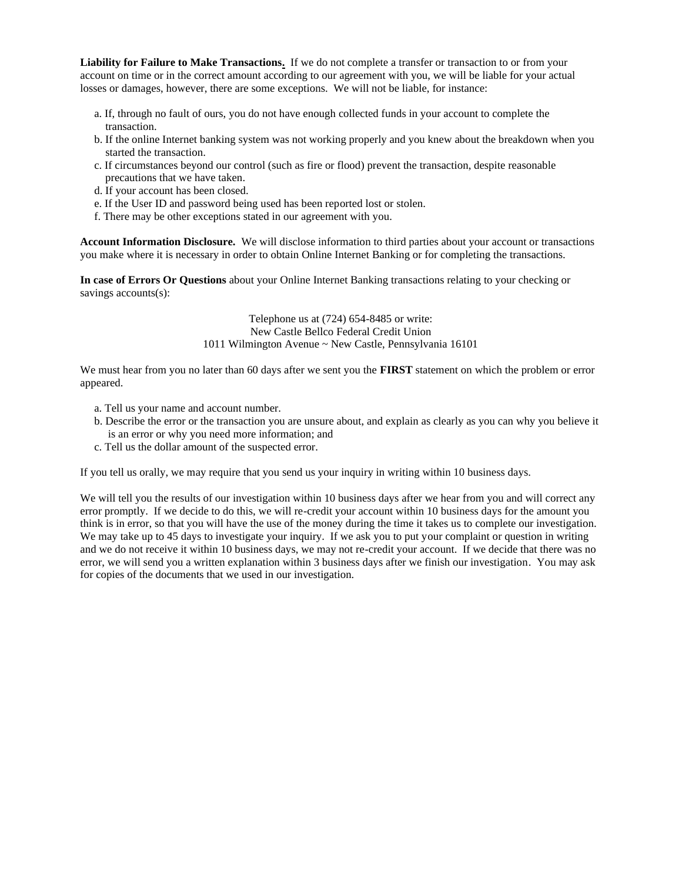**Liability for Failure to Make Transactions.** If we do not complete a transfer or transaction to or from your account on time or in the correct amount according to our agreement with you, we will be liable for your actual losses or damages, however, there are some exceptions. We will not be liable, for instance:

a. If, through no fault of ours, you do not have enough collected funds in your account to complete the transaction.
b. If the online Internet banking system was not working properly and you knew about the breakdown when you started the transaction.
c. If circumstances beyond our control (such as fire or flood) prevent the transaction, despite reasonable precautions that we have taken.
d. If your account has been closed.
e. If the User ID and password being used has been reported lost or stolen.
f. There may be other exceptions stated in our agreement with you.

**Account Information Disclosure.** We will disclose information to third parties about your account or transactions you make where it is necessary in order to obtain Online Internet Banking or for completing the transactions.

**In case of Errors Or Questions** about your Online Internet Banking transactions relating to your checking or savings accounts(s):

Telephone us at (724) 654-8485 or write:
New Castle Bellco Federal Credit Union
1011 Wilmington Avenue ~ New Castle, Pennsylvania 16101

We must hear from you no later than 60 days after we sent you the **FIRST** statement on which the problem or error appeared.

a. Tell us your name and account number.
b. Describe the error or the transaction you are unsure about, and explain as clearly as you can why you believe it is an error or why you need more information; and
c. Tell us the dollar amount of the suspected error.

If you tell us orally, we may require that you send us your inquiry in writing within 10 business days.

We will tell you the results of our investigation within 10 business days after we hear from you and will correct any error promptly. If we decide to do this, we will re-credit your account within 10 business days for the amount you think is in error, so that you will have the use of the money during the time it takes us to complete our investigation. We may take up to 45 days to investigate your inquiry. If we ask you to put your complaint or question in writing and we do not receive it within 10 business days, we may not re-credit your account. If we decide that there was no error, we will send you a written explanation within 3 business days after we finish our investigation. You may ask for copies of the documents that we used in our investigation.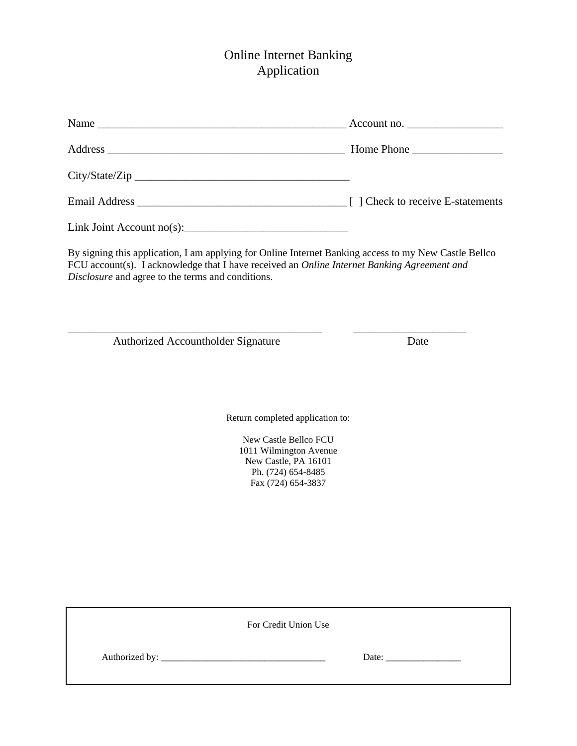# Online Internet Banking Application

Name _____________________________________________ Account no. _________________

Address ___________________________________________ Home Phone ________________

City/State/Zip _______________________________________

Email Address _____________________________________ [ ] Check to receive E-statements

Link Joint Account no(s):_____________________________

By signing this application, I am applying for Online Internet Banking access to my New Castle Bellco FCU account(s). I acknowledge that I have received an *Online Internet Banking Agreement and Disclosure* and agree to the terms and conditions.

_____________________________________________ ____________________

Authorized Accountholder Signature Date

Return completed application to:

New Castle Bellco FCU
1011 Wilmington Avenue
New Castle, PA 16101
Ph. (724) 654-8485
Fax (724) 654-3837

---

For Credit Union Use

Authorized by: ___________________________________ Date: ________________